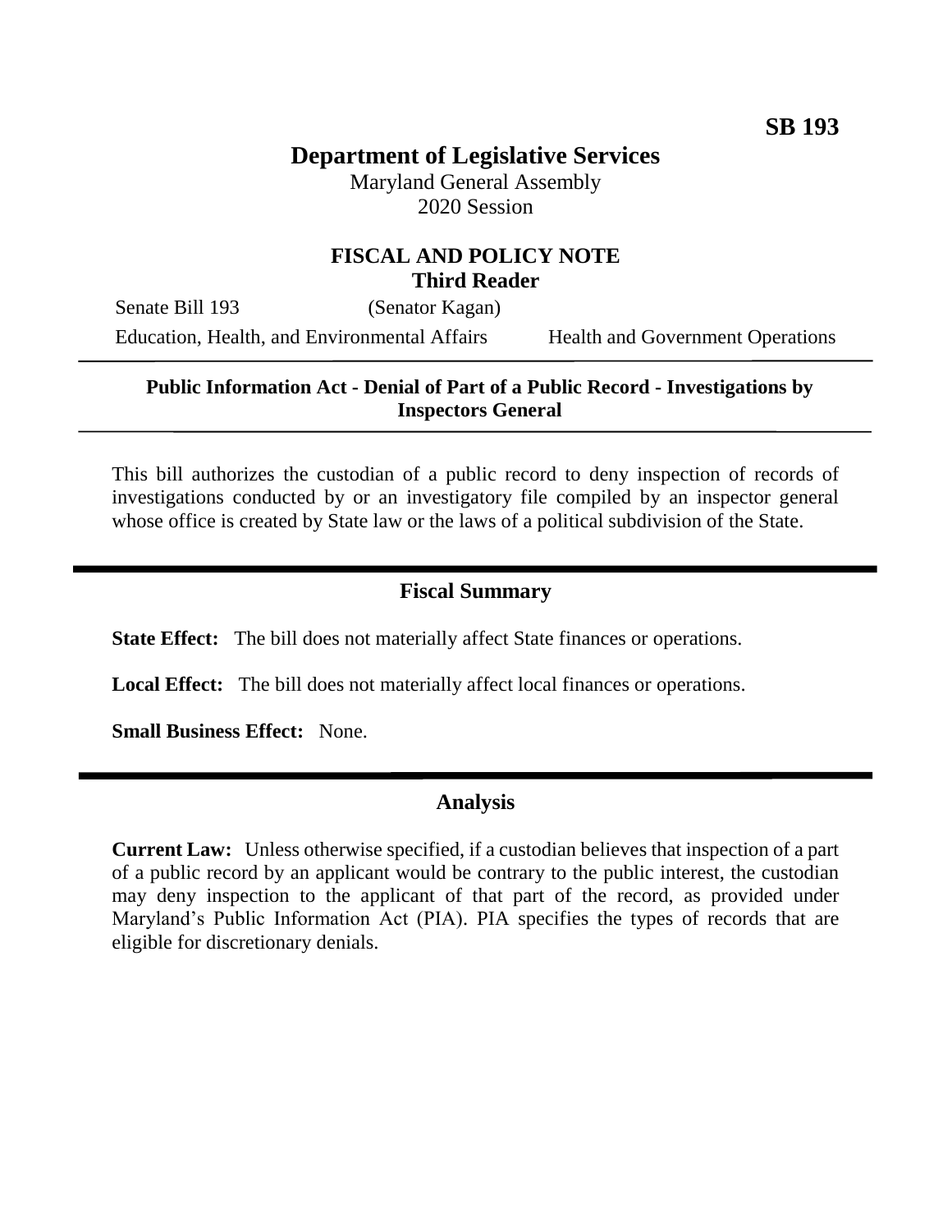**SB 193**

# Department of Legislative Services

Maryland General Assembly
2020 Session

## FISCAL AND POLICY NOTE
**Third Reader**

Senate Bill 193 (Senator Kagan)
Education, Health, and Environmental Affairs Health and Government Operations

---

**Public Information Act - Denial of Part of a Public Record - Investigations by Inspectors General**

---

This bill authorizes the custodian of a public record to deny inspection of records of investigations conducted by or an investigatory file compiled by an inspector general whose office is created by State law or the laws of a political subdivision of the State.

---

## Fiscal Summary

**State Effect:** The bill does not materially affect State finances or operations.

**Local Effect:** The bill does not materially affect local finances or operations.

**Small Business Effect:** None.

---

## Analysis

**Current Law:** Unless otherwise specified, if a custodian believes that inspection of a part of a public record by an applicant would be contrary to the public interest, the custodian may deny inspection to the applicant of that part of the record, as provided under Maryland's Public Information Act (PIA). PIA specifies the types of records that are eligible for discretionary denials.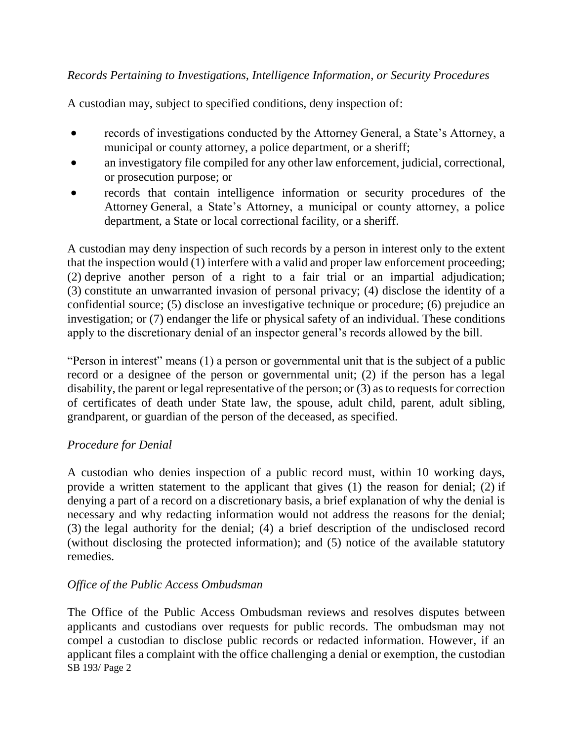*Records Pertaining to Investigations, Intelligence Information, or Security Procedures*

A custodian may, subject to specified conditions, deny inspection of:

- records of investigations conducted by the Attorney General, a State's Attorney, a municipal or county attorney, a police department, or a sheriff;
- an investigatory file compiled for any other law enforcement, judicial, correctional, or prosecution purpose; or
- records that contain intelligence information or security procedures of the Attorney General, a State's Attorney, a municipal or county attorney, a police department, a State or local correctional facility, or a sheriff.

A custodian may deny inspection of such records by a person in interest only to the extent that the inspection would (1) interfere with a valid and proper law enforcement proceeding; (2) deprive another person of a right to a fair trial or an impartial adjudication; (3) constitute an unwarranted invasion of personal privacy; (4) disclose the identity of a confidential source; (5) disclose an investigative technique or procedure; (6) prejudice an investigation; or (7) endanger the life or physical safety of an individual. These conditions apply to the discretionary denial of an inspector general's records allowed by the bill.

"Person in interest" means (1) a person or governmental unit that is the subject of a public record or a designee of the person or governmental unit; (2) if the person has a legal disability, the parent or legal representative of the person; or (3) as to requests for correction of certificates of death under State law, the spouse, adult child, parent, adult sibling, grandparent, or guardian of the person of the deceased, as specified.

*Procedure for Denial*

A custodian who denies inspection of a public record must, within 10 working days, provide a written statement to the applicant that gives (1) the reason for denial; (2) if denying a part of a record on a discretionary basis, a brief explanation of why the denial is necessary and why redacting information would not address the reasons for the denial; (3) the legal authority for the denial; (4) a brief description of the undisclosed record (without disclosing the protected information); and (5) notice of the available statutory remedies.

*Office of the Public Access Ombudsman*

The Office of the Public Access Ombudsman reviews and resolves disputes between applicants and custodians over requests for public records. The ombudsman may not compel a custodian to disclose public records or redacted information. However, if an applicant files a complaint with the office challenging a denial or exemption, the custodian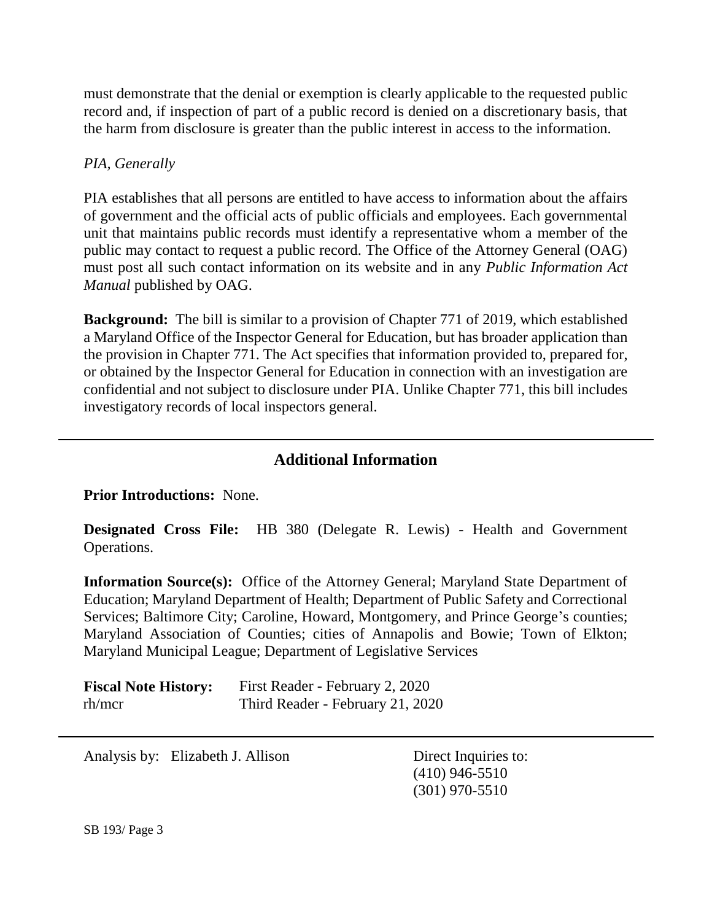must demonstrate that the denial or exemption is clearly applicable to the requested public record and, if inspection of part of a public record is denied on a discretionary basis, that the harm from disclosure is greater than the public interest in access to the information.

*PIA, Generally*

PIA establishes that all persons are entitled to have access to information about the affairs of government and the official acts of public officials and employees. Each governmental unit that maintains public records must identify a representative whom a member of the public may contact to request a public record. The Office of the Attorney General (OAG) must post all such contact information on its website and in any *Public Information Act Manual* published by OAG.

**Background:** The bill is similar to a provision of Chapter 771 of 2019, which established a Maryland Office of the Inspector General for Education, but has broader application than the provision in Chapter 771. The Act specifies that information provided to, prepared for, or obtained by the Inspector General for Education in connection with an investigation are confidential and not subject to disclosure under PIA. Unlike Chapter 771, this bill includes investigatory records of local inspectors general.

## Additional Information

**Prior Introductions:** None.

**Designated Cross File:** HB 380 (Delegate R. Lewis) - Health and Government Operations.

**Information Source(s):** Office of the Attorney General; Maryland State Department of Education; Maryland Department of Health; Department of Public Safety and Correctional Services; Baltimore City; Caroline, Howard, Montgomery, and Prince George's counties; Maryland Association of Counties; cities of Annapolis and Bowie; Town of Elkton; Maryland Municipal League; Department of Legislative Services

**Fiscal Note History:** First Reader - February 2, 2020
rh/mcr Third Reader - February 21, 2020

Analysis by: Elizabeth J. Allison

Direct Inquiries to:
(410) 946-5510
(301) 970-5510